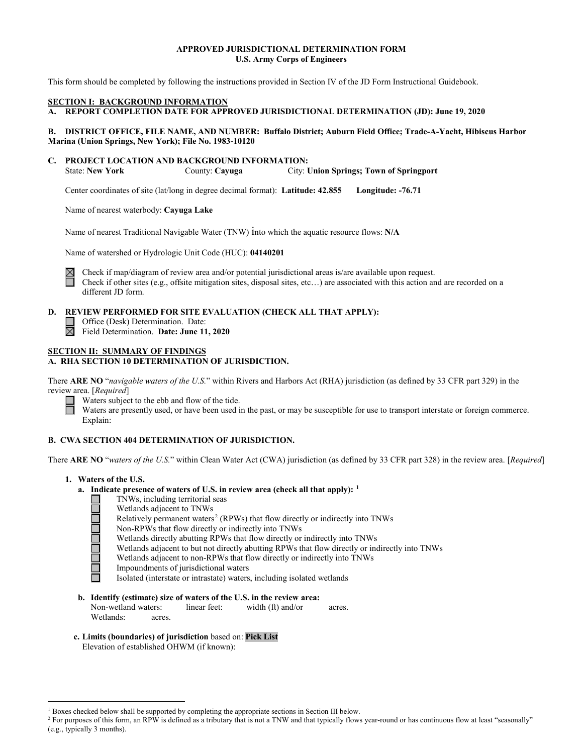**APPROVED JURISDICTIONAL DETERMINATION FORM**
**U.S. Army Corps of Engineers**

This form should be completed by following the instructions provided in Section IV of the JD Form Instructional Guidebook.

## SECTION I: BACKGROUND INFORMATION

**A. REPORT COMPLETION DATE FOR APPROVED JURISDICTIONAL DETERMINATION (JD): June 19, 2020**

**B. DISTRICT OFFICE, FILE NAME, AND NUMBER: Buffalo District; Auburn Field Office; Trade-A-Yacht, Hibiscus Harbor Marina (Union Springs, New York); File No. 1983-10120**

**C. PROJECT LOCATION AND BACKGROUND INFORMATION:**

State: **New York** County: **Cayuga** City: **Union Springs; Town of Springport**

Center coordinates of site (lat/long in degree decimal format): **Latitude: 42.855 Longitude: -76.71**

Name of nearest waterbody: **Cayuga Lake**

Name of nearest Traditional Navigable Water (TNW) into which the aquatic resource flows: **N/A**

Name of watershed or Hydrologic Unit Code (HUC): **04140201**

☒ Check if map/diagram of review area and/or potential jurisdictional areas is/are available upon request.
☐ Check if other sites (e.g., offsite mitigation sites, disposal sites, etc…) are associated with this action and are recorded on a different JD form.

**D. REVIEW PERFORMED FOR SITE EVALUATION (CHECK ALL THAT APPLY):**

☐ Office (Desk) Determination. Date:
☒ Field Determination. **Date: June 11, 2020**

## SECTION II: SUMMARY OF FINDINGS

**A. RHA SECTION 10 DETERMINATION OF JURISDICTION.**

There **ARE NO** "*navigable waters of the U.S.*" within Rivers and Harbors Act (RHA) jurisdiction (as defined by 33 CFR part 329) in the review area. [*Required*]

☐ Waters subject to the ebb and flow of the tide.
☐ Waters are presently used, or have been used in the past, or may be susceptible for use to transport interstate or foreign commerce. Explain:

**B. CWA SECTION 404 DETERMINATION OF JURISDICTION.**

There **ARE NO** "*waters of the U.S.*" within Clean Water Act (CWA) jurisdiction (as defined by 33 CFR part 328) in the review area. [*Required*]

**1. Waters of the U.S.**

**a. Indicate presence of waters of U.S. in review area (check all that apply):** [1]

☐ TNWs, including territorial seas
☐ Wetlands adjacent to TNWs
☐ Relatively permanent waters[2] (RPWs) that flow directly or indirectly into TNWs
☐ Non-RPWs that flow directly or indirectly into TNWs
☐ Wetlands directly abutting RPWs that flow directly or indirectly into TNWs
☐ Wetlands adjacent to but not directly abutting RPWs that flow directly or indirectly into TNWs
☐ Wetlands adjacent to non-RPWs that flow directly or indirectly into TNWs
☐ Impoundments of jurisdictional waters
☐ Isolated (interstate or intrastate) waters, including isolated wetlands

**b. Identify (estimate) size of waters of the U.S. in the review area:**

Non-wetland waters: linear feet: width (ft) and/or acres.
Wetlands: acres.

**c. Limits (boundaries) of jurisdiction** based on: **Pick List**

Elevation of established OHWM (if known):

---

[1] Boxes checked below shall be supported by completing the appropriate sections in Section III below.

[2] For purposes of this form, an RPW is defined as a tributary that is not a TNW and that typically flows year-round or has continuous flow at least "seasonally" (e.g., typically 3 months).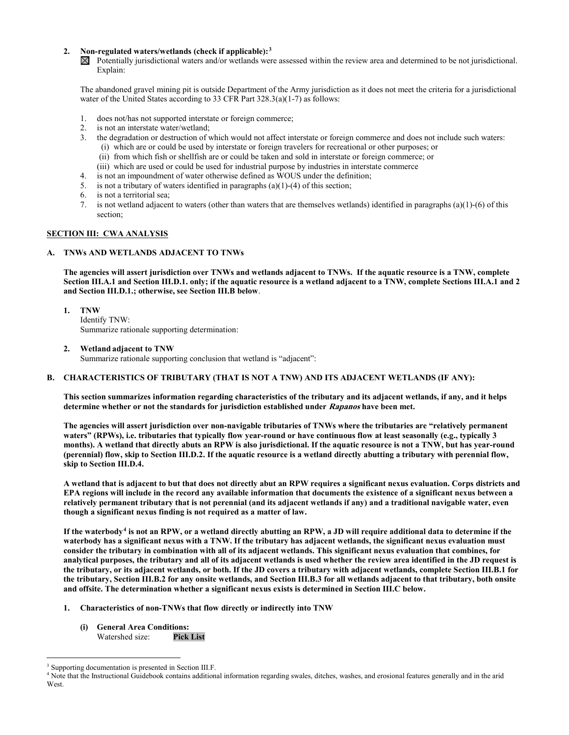**2. Non-regulated waters/wetlands (check if applicable):**[3]

☒ Potentially jurisdictional waters and/or wetlands were assessed within the review area and determined to be not jurisdictional. Explain:

The abandoned gravel mining pit is outside Department of the Army jurisdiction as it does not meet the criteria for a jurisdictional water of the United States according to 33 CFR Part 328.3(a)(1-7) as follows:

1. does not/has not supported interstate or foreign commerce;
2. is not an interstate water/wetland;
3. the degradation or destruction of which would not affect interstate or foreign commerce and does not include such waters:
   (i) which are or could be used by interstate or foreign travelers for recreational or other purposes; or
   (ii) from which fish or shellfish are or could be taken and sold in interstate or foreign commerce; or
   (iii) which are used or could be used for industrial purpose by industries in interstate commerce
4. is not an impoundment of water otherwise defined as WOUS under the definition;
5. is not a tributary of waters identified in paragraphs (a)(1)-(4) of this section;
6. is not a territorial sea;
7. is not wetland adjacent to waters (other than waters that are themselves wetlands) identified in paragraphs (a)(1)-(6) of this section;

## SECTION III: CWA ANALYSIS

### A. TNWs AND WETLANDS ADJACENT TO TNWs

**The agencies will assert jurisdiction over TNWs and wetlands adjacent to TNWs. If the aquatic resource is a TNW, complete Section III.A.1 and Section III.D.1. only; if the aquatic resource is a wetland adjacent to a TNW, complete Sections III.A.1 and 2 and Section III.D.1.; otherwise, see Section III.B below**.

**1. TNW**

Identify TNW:

Summarize rationale supporting determination:

**2. Wetland adjacent to TNW**

Summarize rationale supporting conclusion that wetland is "adjacent":

### B. CHARACTERISTICS OF TRIBUTARY (THAT IS NOT A TNW) AND ITS ADJACENT WETLANDS (IF ANY):

**This section summarizes information regarding characteristics of the tributary and its adjacent wetlands, if any, and it helps determine whether or not the standards for jurisdiction established under *Rapanos* have been met.**

**The agencies will assert jurisdiction over non-navigable tributaries of TNWs where the tributaries are "relatively permanent waters" (RPWs), i.e. tributaries that typically flow year-round or have continuous flow at least seasonally (e.g., typically 3 months). A wetland that directly abuts an RPW is also jurisdictional. If the aquatic resource is not a TNW, but has year-round (perennial) flow, skip to Section III.D.2. If the aquatic resource is a wetland directly abutting a tributary with perennial flow, skip to Section III.D.4.**

**A wetland that is adjacent to but that does not directly abut an RPW requires a significant nexus evaluation. Corps districts and EPA regions will include in the record any available information that documents the existence of a significant nexus between a relatively permanent tributary that is not perennial (and its adjacent wetlands if any) and a traditional navigable water, even though a significant nexus finding is not required as a matter of law.**

**If the waterbody[4] is not an RPW, or a wetland directly abutting an RPW, a JD will require additional data to determine if the waterbody has a significant nexus with a TNW. If the tributary has adjacent wetlands, the significant nexus evaluation must consider the tributary in combination with all of its adjacent wetlands. This significant nexus evaluation that combines, for analytical purposes, the tributary and all of its adjacent wetlands is used whether the review area identified in the JD request is the tributary, or its adjacent wetlands, or both. If the JD covers a tributary with adjacent wetlands, complete Section III.B.1 for the tributary, Section III.B.2 for any onsite wetlands, and Section III.B.3 for all wetlands adjacent to that tributary, both onsite and offsite. The determination whether a significant nexus exists is determined in Section III.C below.**

**1. Characteristics of non-TNWs that flow directly or indirectly into TNW**

**(i) General Area Conditions:**

Watershed size: **Pick List**

---

[3] Supporting documentation is presented in Section III.F.

[4] Note that the Instructional Guidebook contains additional information regarding swales, ditches, washes, and erosional features generally and in the arid West.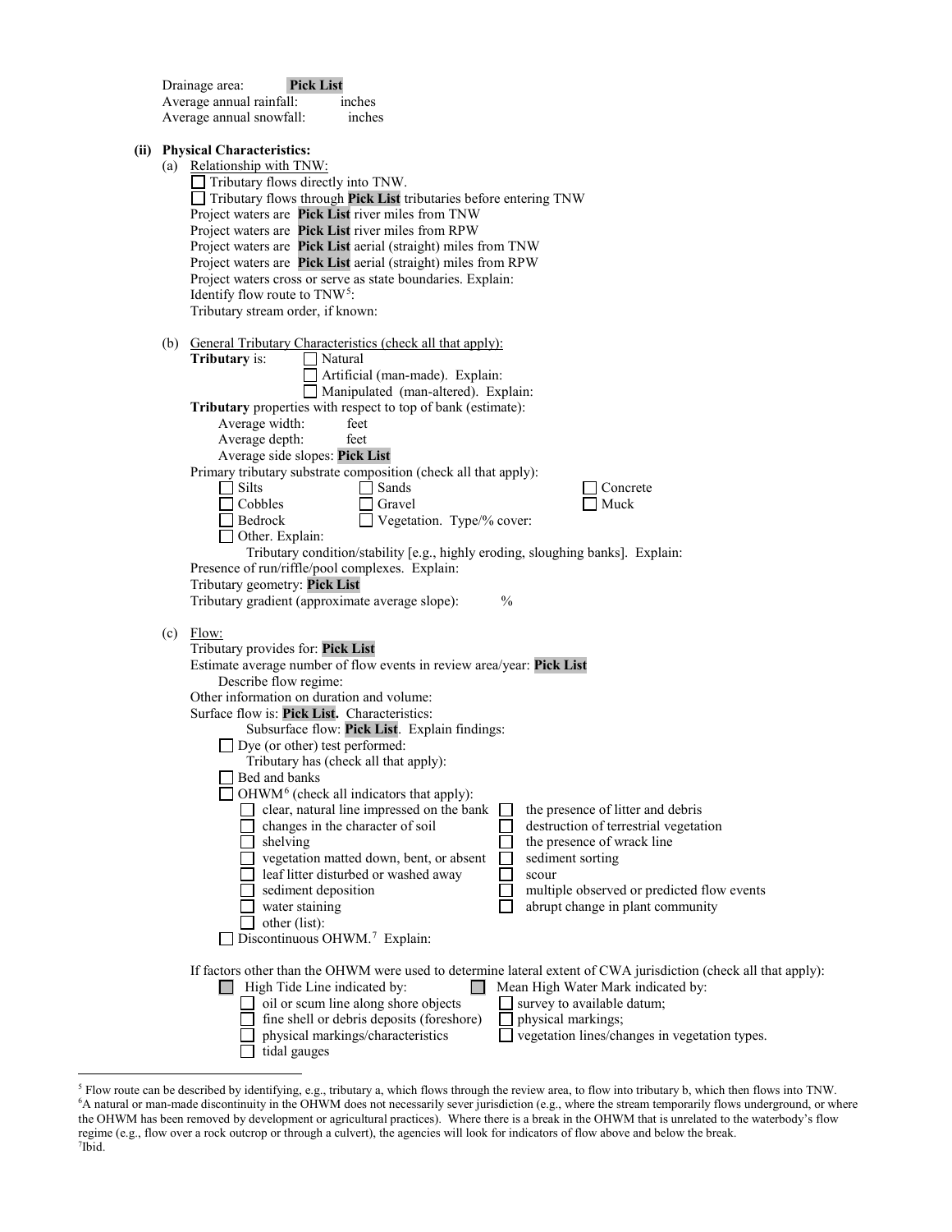Drainage area: **Pick List**
Average annual rainfall: inches
Average annual snowfall: inches

**(ii) Physical Characteristics:**

(a) Relationship with TNW:

☐ Tributary flows directly into TNW.
☐ Tributary flows through **Pick List** tributaries before entering TNW

Project waters are **Pick List** river miles from TNW
Project waters are **Pick List** river miles from RPW
Project waters are **Pick List** aerial (straight) miles from TNW
Project waters are **Pick List** aerial (straight) miles from RPW
Project waters cross or serve as state boundaries. Explain:
Identify flow route to TNW[5]:
Tributary stream order, if known:

(b) General Tributary Characteristics (check all that apply):

**Tributary** is: ☐ Natural
☐ Artificial (man-made). Explain:
☐ Manipulated (man-altered). Explain:

**Tributary** properties with respect to top of bank (estimate):
Average width: feet
Average depth: feet
Average side slopes: **Pick List**

Primary tributary substrate composition (check all that apply):

☐ Silts ☐ Sands ☐ Concrete
☐ Cobbles ☐ Gravel ☐ Muck
☐ Bedrock ☐ Vegetation. Type/% cover:
☐ Other. Explain:

Tributary condition/stability [e.g., highly eroding, sloughing banks]. Explain:
Presence of run/riffle/pool complexes. Explain:
Tributary geometry: **Pick List**
Tributary gradient (approximate average slope): %

(c) Flow:

Tributary provides for: **Pick List**
Estimate average number of flow events in review area/year: **Pick List**
Describe flow regime:
Other information on duration and volume:
Surface flow is: **Pick List.** Characteristics:
Subsurface flow: **Pick List**. Explain findings:
☐ Dye (or other) test performed:

Tributary has (check all that apply):
☐ Bed and banks
☐ OHWM[6] (check all indicators that apply):

☐ clear, natural line impressed on the bank ☐ the presence of litter and debris
☐ changes in the character of soil ☐ destruction of terrestrial vegetation
☐ shelving ☐ the presence of wrack line
☐ vegetation matted down, bent, or absent ☐ sediment sorting
☐ leaf litter disturbed or washed away ☐ scour
☐ sediment deposition ☐ multiple observed or predicted flow events
☐ water staining ☐ abrupt change in plant community
☐ other (list):

☐ Discontinuous OHWM.[7] Explain:

If factors other than the OHWM were used to determine lateral extent of CWA jurisdiction (check all that apply):

☐ High Tide Line indicated by: ☐ Mean High Water Mark indicated by:
☐ oil or scum line along shore objects ☐ survey to available datum;
☐ fine shell or debris deposits (foreshore) ☐ physical markings;
☐ physical markings/characteristics ☐ vegetation lines/changes in vegetation types.
☐ tidal gauges

---

[5] Flow route can be described by identifying, e.g., tributary a, which flows through the review area, to flow into tributary b, which then flows into TNW.
[6] A natural or man-made discontinuity in the OHWM does not necessarily sever jurisdiction (e.g., where the stream temporarily flows underground, or where the OHWM has been removed by development or agricultural practices). Where there is a break in the OHWM that is unrelated to the waterbody's flow regime (e.g., flow over a rock outcrop or through a culvert), the agencies will look for indicators of flow above and below the break.
[7] Ibid.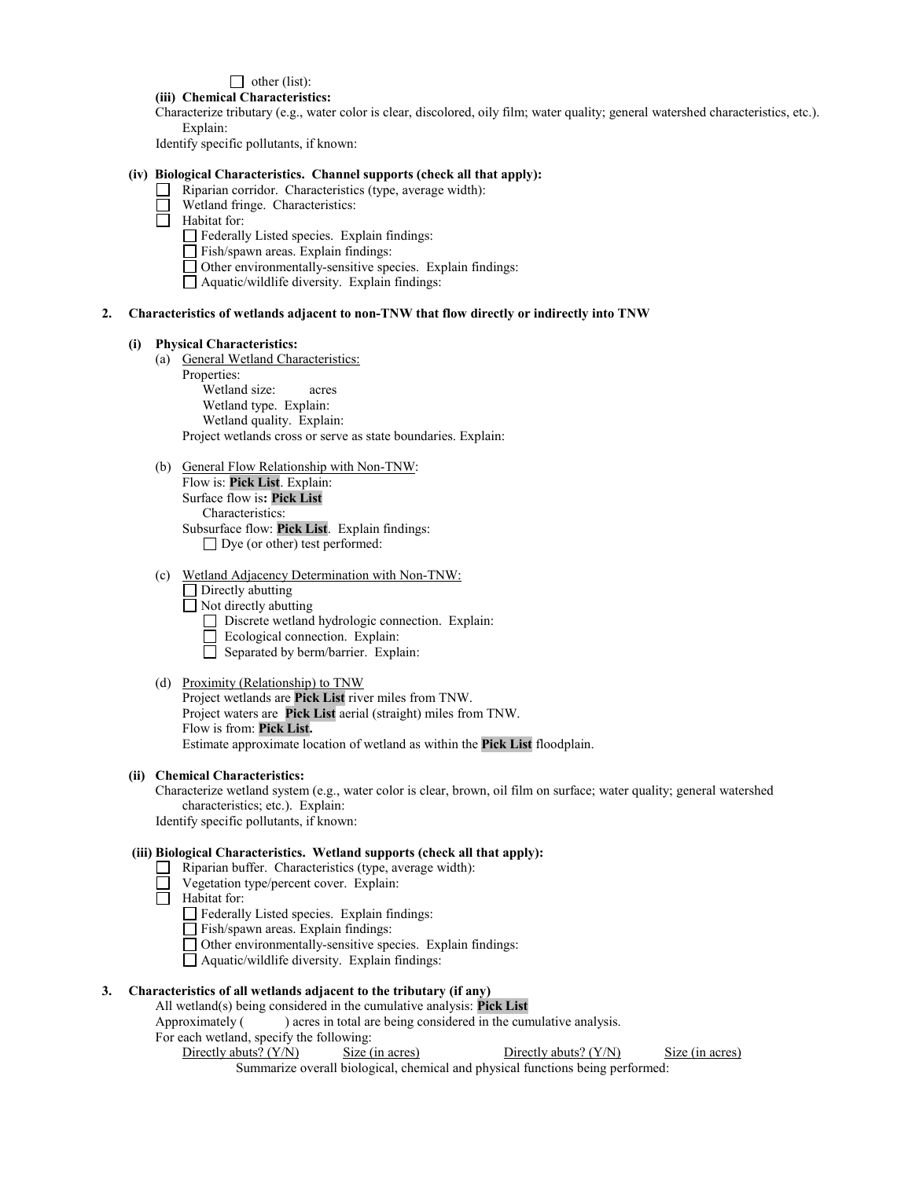☐ other (list):

**(iii) Chemical Characteristics:**

Characterize tributary (e.g., water color is clear, discolored, oily film; water quality; general watershed characteristics, etc.). Explain:

Identify specific pollutants, if known:

**(iv) Biological Characteristics. Channel supports (check all that apply):**

- ☐ Riparian corridor. Characteristics (type, average width):
- ☐ Wetland fringe. Characteristics:
- ☐ Habitat for:
  - ☐ Federally Listed species. Explain findings:
  - ☐ Fish/spawn areas. Explain findings:
  - ☐ Other environmentally-sensitive species. Explain findings:
  - ☐ Aquatic/wildlife diversity. Explain findings:

**2. Characteristics of wetlands adjacent to non-TNW that flow directly or indirectly into TNW**

**(i) Physical Characteristics:**

(a) General Wetland Characteristics:

Properties:

Wetland size: acres

Wetland type. Explain:

Wetland quality. Explain:

Project wetlands cross or serve as state boundaries. Explain:

(b) General Flow Relationship with Non-TNW:

Flow is: **Pick List**. Explain:

Surface flow is**: Pick List**

Characteristics:

Subsurface flow: **Pick List**. Explain findings:

☐ Dye (or other) test performed:

(c) Wetland Adjacency Determination with Non-TNW:

- ☐ Directly abutting
- ☐ Not directly abutting
  - ☐ Discrete wetland hydrologic connection. Explain:
  - ☐ Ecological connection. Explain:
  - ☐ Separated by berm/barrier. Explain:

(d) Proximity (Relationship) to TNW

Project wetlands are **Pick List** river miles from TNW.

Project waters are **Pick List** aerial (straight) miles from TNW.

Flow is from: **Pick List.**

Estimate approximate location of wetland as within the **Pick List** floodplain.

**(ii) Chemical Characteristics:**

Characterize wetland system (e.g., water color is clear, brown, oil film on surface; water quality; general watershed characteristics; etc.). Explain:

Identify specific pollutants, if known:

**(iii) Biological Characteristics. Wetland supports (check all that apply):**

- ☐ Riparian buffer. Characteristics (type, average width):
- ☐ Vegetation type/percent cover. Explain:
- ☐ Habitat for:
  - ☐ Federally Listed species. Explain findings:
  - ☐ Fish/spawn areas. Explain findings:
  - ☐ Other environmentally-sensitive species. Explain findings:
  - ☐ Aquatic/wildlife diversity. Explain findings:

**3. Characteristics of all wetlands adjacent to the tributary (if any)**

All wetland(s) being considered in the cumulative analysis: **Pick List**

Approximately ( ) acres in total are being considered in the cumulative analysis.

For each wetland, specify the following:

| Directly abuts? (Y/N) | Size (in acres) | Directly abuts? (Y/N) | Size (in acres) |
|---|---|---|---|

Summarize overall biological, chemical and physical functions being performed: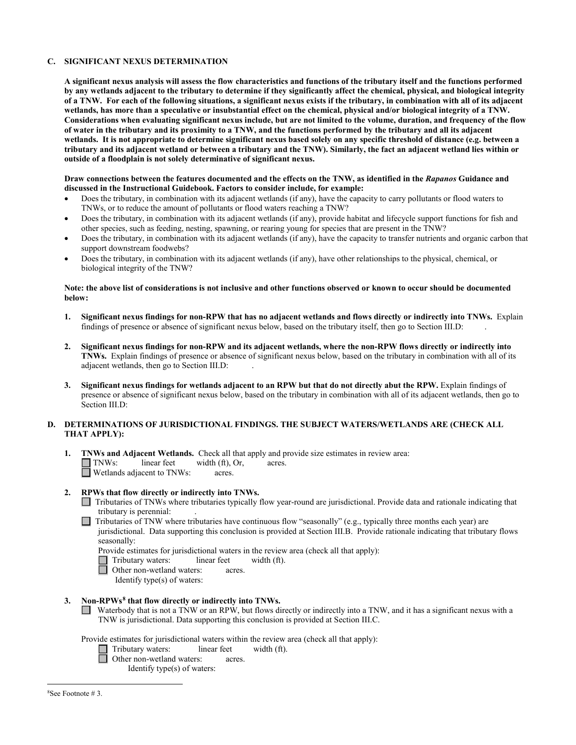**C. SIGNIFICANT NEXUS DETERMINATION**

**A significant nexus analysis will assess the flow characteristics and functions of the tributary itself and the functions performed by any wetlands adjacent to the tributary to determine if they significantly affect the chemical, physical, and biological integrity of a TNW. For each of the following situations, a significant nexus exists if the tributary, in combination with all of its adjacent wetlands, has more than a speculative or insubstantial effect on the chemical, physical and/or biological integrity of a TNW. Considerations when evaluating significant nexus include, but are not limited to the volume, duration, and frequency of the flow of water in the tributary and its proximity to a TNW, and the functions performed by the tributary and all its adjacent wetlands. It is not appropriate to determine significant nexus based solely on any specific threshold of distance (e.g. between a tributary and its adjacent wetland or between a tributary and the TNW). Similarly, the fact an adjacent wetland lies within or outside of a floodplain is not solely determinative of significant nexus.**

**Draw connections between the features documented and the effects on the TNW, as identified in the *Rapanos* Guidance and discussed in the Instructional Guidebook. Factors to consider include, for example:**

- Does the tributary, in combination with its adjacent wetlands (if any), have the capacity to carry pollutants or flood waters to TNWs, or to reduce the amount of pollutants or flood waters reaching a TNW?
- Does the tributary, in combination with its adjacent wetlands (if any), provide habitat and lifecycle support functions for fish and other species, such as feeding, nesting, spawning, or rearing young for species that are present in the TNW?
- Does the tributary, in combination with its adjacent wetlands (if any), have the capacity to transfer nutrients and organic carbon that support downstream foodwebs?
- Does the tributary, in combination with its adjacent wetlands (if any), have other relationships to the physical, chemical, or biological integrity of the TNW?

**Note: the above list of considerations is not inclusive and other functions observed or known to occur should be documented below:**

1. **Significant nexus findings for non-RPW that has no adjacent wetlands and flows directly or indirectly into TNWs.** Explain findings of presence or absence of significant nexus below, based on the tributary itself, then go to Section III.D: .

2. **Significant nexus findings for non-RPW and its adjacent wetlands, where the non-RPW flows directly or indirectly into TNWs.** Explain findings of presence or absence of significant nexus below, based on the tributary in combination with all of its adjacent wetlands, then go to Section III.D: .

3. **Significant nexus findings for wetlands adjacent to an RPW but that do not directly abut the RPW.** Explain findings of presence or absence of significant nexus below, based on the tributary in combination with all of its adjacent wetlands, then go to Section III.D:

**D. DETERMINATIONS OF JURISDICTIONAL FINDINGS. THE SUBJECT WATERS/WETLANDS ARE (CHECK ALL THAT APPLY):**

1. **TNWs and Adjacent Wetlands.** Check all that apply and provide size estimates in review area:
   - ☐ TNWs: linear feet width (ft), Or, acres.
   - ☐ Wetlands adjacent to TNWs: acres.

2. **RPWs that flow directly or indirectly into TNWs.**
   - ☐ Tributaries of TNWs where tributaries typically flow year-round are jurisdictional. Provide data and rationale indicating that tributary is perennial: .
   - ☐ Tributaries of TNW where tributaries have continuous flow "seasonally" (e.g., typically three months each year) are jurisdictional. Data supporting this conclusion is provided at Section III.B. Provide rationale indicating that tributary flows seasonally:

   Provide estimates for jurisdictional waters in the review area (check all that apply):
   - ☐ Tributary waters: linear feet width (ft).
   - ☐ Other non-wetland waters: acres.
     Identify type(s) of waters:

3. **Non-RPWs[8] that flow directly or indirectly into TNWs.**
   - ☐ Waterbody that is not a TNW or an RPW, but flows directly or indirectly into a TNW, and it has a significant nexus with a TNW is jurisdictional. Data supporting this conclusion is provided at Section III.C.

   Provide estimates for jurisdictional waters within the review area (check all that apply):
   - ☐ Tributary waters: linear feet width (ft).
   - ☐ Other non-wetland waters: acres.
     Identify type(s) of waters:

---

[8]See Footnote # 3.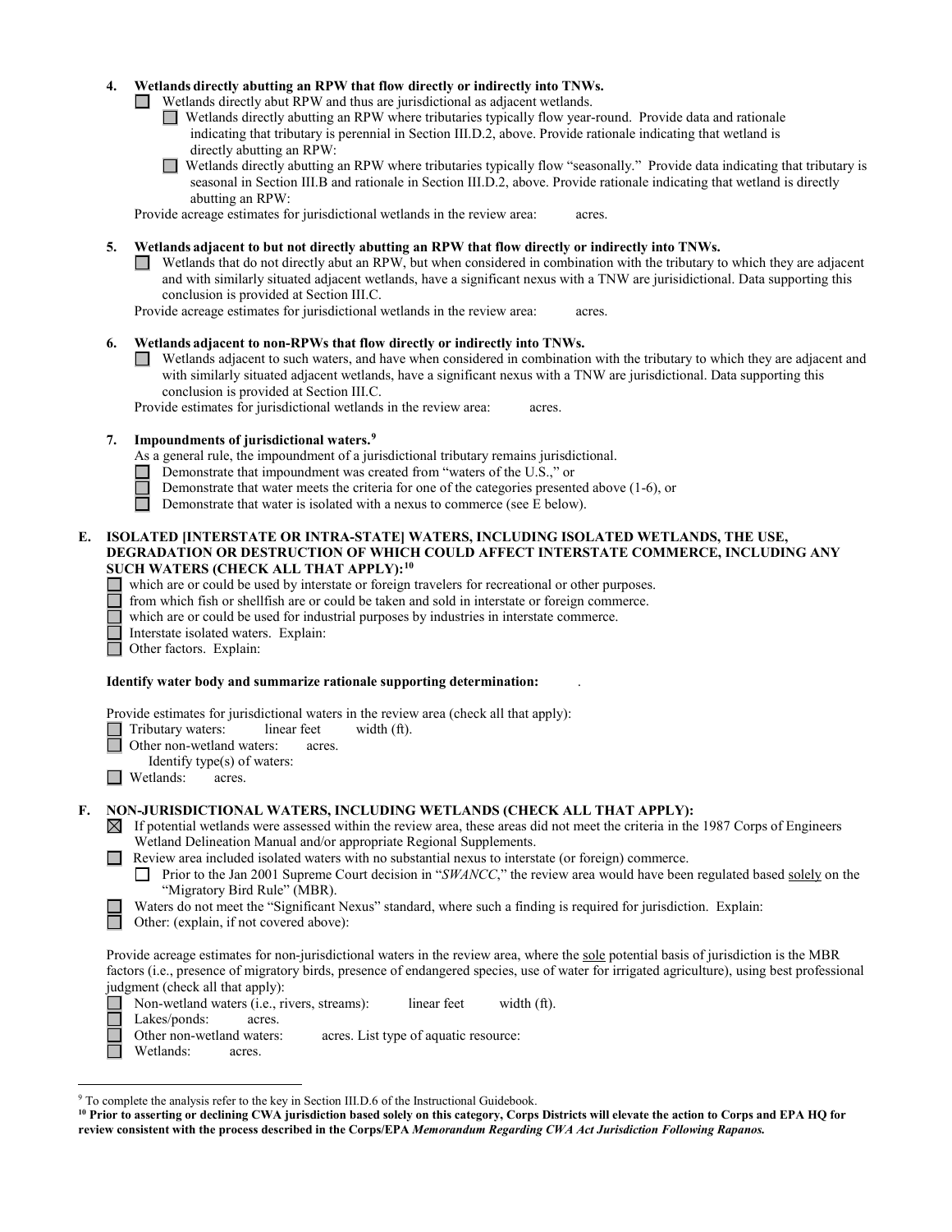**4. Wetlands directly abutting an RPW that flow directly or indirectly into TNWs.**

- ☐ Wetlands directly abut RPW and thus are jurisdictional as adjacent wetlands.
  - ☐ Wetlands directly abutting an RPW where tributaries typically flow year-round. Provide data and rationale indicating that tributary is perennial in Section III.D.2, above. Provide rationale indicating that wetland is directly abutting an RPW:
  - ☐ Wetlands directly abutting an RPW where tributaries typically flow "seasonally." Provide data indicating that tributary is seasonal in Section III.B and rationale in Section III.D.2, above. Provide rationale indicating that wetland is directly abutting an RPW:

Provide acreage estimates for jurisdictional wetlands in the review area: acres.

**5. Wetlands adjacent to but not directly abutting an RPW that flow directly or indirectly into TNWs.**

- ☐ Wetlands that do not directly abut an RPW, but when considered in combination with the tributary to which they are adjacent and with similarly situated adjacent wetlands, have a significant nexus with a TNW are jurisidictional. Data supporting this conclusion is provided at Section III.C.

Provide acreage estimates for jurisdictional wetlands in the review area: acres.

**6. Wetlands adjacent to non-RPWs that flow directly or indirectly into TNWs.**

- ☐ Wetlands adjacent to such waters, and have when considered in combination with the tributary to which they are adjacent and with similarly situated adjacent wetlands, have a significant nexus with a TNW are jurisdictional. Data supporting this conclusion is provided at Section III.C.

Provide estimates for jurisdictional wetlands in the review area: acres.

**7. Impoundments of jurisdictional waters.**[9]

As a general rule, the impoundment of a jurisdictional tributary remains jurisdictional.

- ☐ Demonstrate that impoundment was created from "waters of the U.S.," or
- ☐ Demonstrate that water meets the criteria for one of the categories presented above (1-6), or
- ☐ Demonstrate that water is isolated with a nexus to commerce (see E below).

**E. ISOLATED [INTERSTATE OR INTRA-STATE] WATERS, INCLUDING ISOLATED WETLANDS, THE USE, DEGRADATION OR DESTRUCTION OF WHICH COULD AFFECT INTERSTATE COMMERCE, INCLUDING ANY SUCH WATERS (CHECK ALL THAT APPLY):**[10]

- ☐ which are or could be used by interstate or foreign travelers for recreational or other purposes.
- ☐ from which fish or shellfish are or could be taken and sold in interstate or foreign commerce.
- ☐ which are or could be used for industrial purposes by industries in interstate commerce.
- ☐ Interstate isolated waters. Explain:
- ☐ Other factors. Explain:

**Identify water body and summarize rationale supporting determination:** .

Provide estimates for jurisdictional waters in the review area (check all that apply):

- ☐ Tributary waters: linear feet width (ft).
- ☐ Other non-wetland waters: acres.
  - Identify type(s) of waters:
- ☐ Wetlands: acres.

**F. NON-JURISDICTIONAL WATERS, INCLUDING WETLANDS (CHECK ALL THAT APPLY):**

- ☒ If potential wetlands were assessed within the review area, these areas did not meet the criteria in the 1987 Corps of Engineers Wetland Delineation Manual and/or appropriate Regional Supplements.
- ☐ Review area included isolated waters with no substantial nexus to interstate (or foreign) commerce.
  - ☐ Prior to the Jan 2001 Supreme Court decision in "*SWANCC*," the review area would have been regulated based solely on the "Migratory Bird Rule" (MBR).
- ☐ Waters do not meet the "Significant Nexus" standard, where such a finding is required for jurisdiction. Explain:
- ☐ Other: (explain, if not covered above):

Provide acreage estimates for non-jurisdictional waters in the review area, where the sole potential basis of jurisdiction is the MBR factors (i.e., presence of migratory birds, presence of endangered species, use of water for irrigated agriculture), using best professional judgment (check all that apply):

- ☐ Non-wetland waters (i.e., rivers, streams): linear feet width (ft).
- ☐ Lakes/ponds: acres.
- ☐ Other non-wetland waters: acres. List type of aquatic resource:
- ☐ Wetlands: acres.

---

[9] To complete the analysis refer to the key in Section III.D.6 of the Instructional Guidebook.

[10] **Prior to asserting or declining CWA jurisdiction based solely on this category, Corps Districts will elevate the action to Corps and EPA HQ for review consistent with the process described in the Corps/EPA *Memorandum Regarding CWA Act Jurisdiction Following Rapanos.***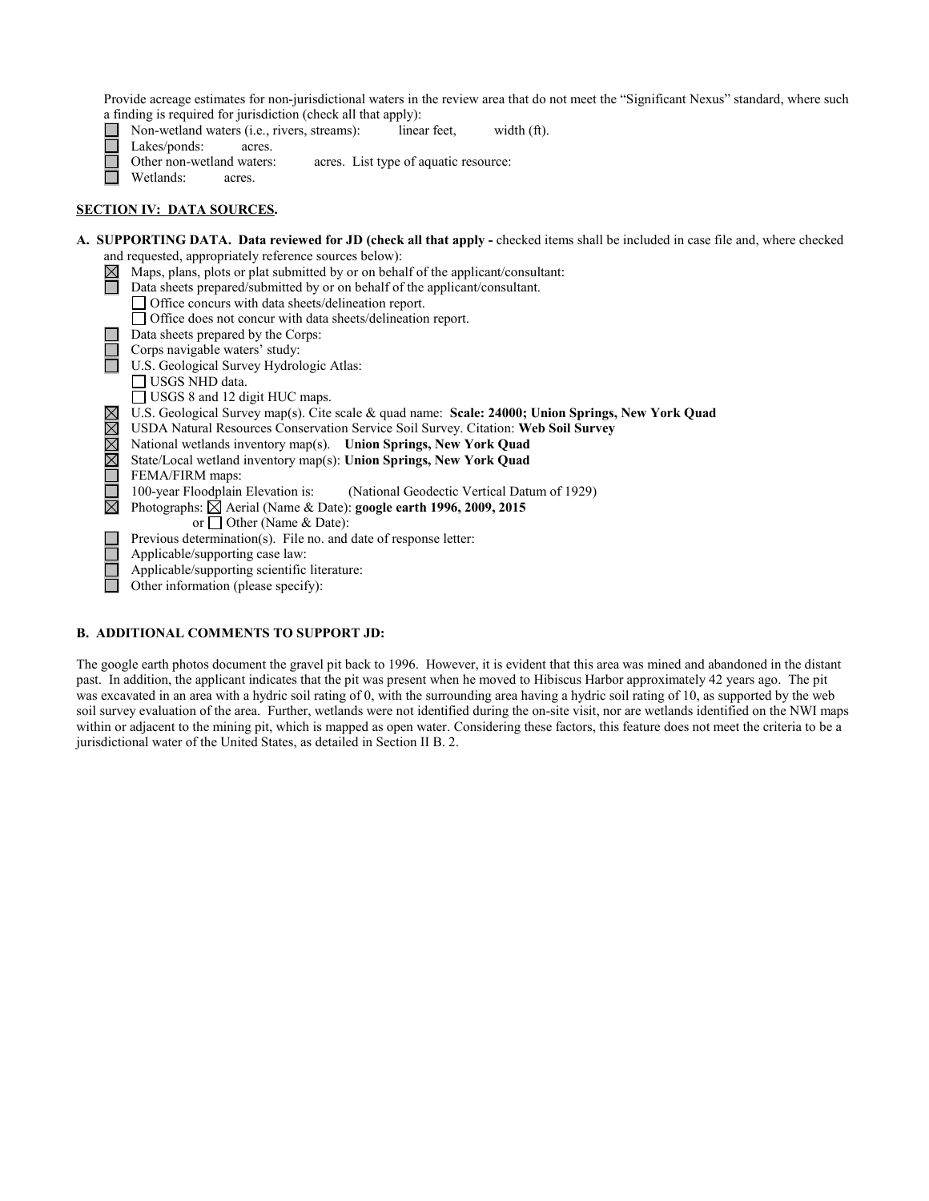Provide acreage estimates for non-jurisdictional waters in the review area that do not meet the "Significant Nexus" standard, where such a finding is required for jurisdiction (check all that apply):

- ☐ Non-wetland waters (i.e., rivers, streams): linear feet, width (ft).
- ☐ Lakes/ponds: acres.
- ☐ Other non-wetland waters: acres. List type of aquatic resource:
- ☐ Wetlands: acres.

## SECTION IV: DATA SOURCES.

**A. SUPPORTING DATA. Data reviewed for JD (check all that apply -** checked items shall be included in case file and, where checked and requested, appropriately reference sources below):

- ☒ Maps, plans, plots or plat submitted by or on behalf of the applicant/consultant:
- ☐ Data sheets prepared/submitted by or on behalf of the applicant/consultant.
  - ☐ Office concurs with data sheets/delineation report.
  - ☐ Office does not concur with data sheets/delineation report.
- ☐ Data sheets prepared by the Corps:
- ☐ Corps navigable waters' study:
- ☐ U.S. Geological Survey Hydrologic Atlas:
  - ☐ USGS NHD data.
  - ☐ USGS 8 and 12 digit HUC maps.
- ☒ U.S. Geological Survey map(s). Cite scale & quad name: **Scale: 24000; Union Springs, New York Quad**
- ☒ USDA Natural Resources Conservation Service Soil Survey. Citation: **Web Soil Survey**
- ☒ National wetlands inventory map(s). **Union Springs, New York Quad**
- ☒ State/Local wetland inventory map(s): **Union Springs, New York Quad**
- ☐ FEMA/FIRM maps:
- ☐ 100-year Floodplain Elevation is: (National Geodectic Vertical Datum of 1929)
- ☒ Photographs: ☒ Aerial (Name & Date): **google earth 1996, 2009, 2015**
  - or ☐ Other (Name & Date):
- ☐ Previous determination(s). File no. and date of response letter:
- ☐ Applicable/supporting case law:
- ☐ Applicable/supporting scientific literature:
- ☐ Other information (please specify):

**B. ADDITIONAL COMMENTS TO SUPPORT JD:**

The google earth photos document the gravel pit back to 1996. However, it is evident that this area was mined and abandoned in the distant past. In addition, the applicant indicates that the pit was present when he moved to Hibiscus Harbor approximately 42 years ago. The pit was excavated in an area with a hydric soil rating of 0, with the surrounding area having a hydric soil rating of 10, as supported by the web soil survey evaluation of the area. Further, wetlands were not identified during the on-site visit, nor are wetlands identified on the NWI maps within or adjacent to the mining pit, which is mapped as open water. Considering these factors, this feature does not meet the criteria to be a jurisdictional water of the United States, as detailed in Section II B. 2.